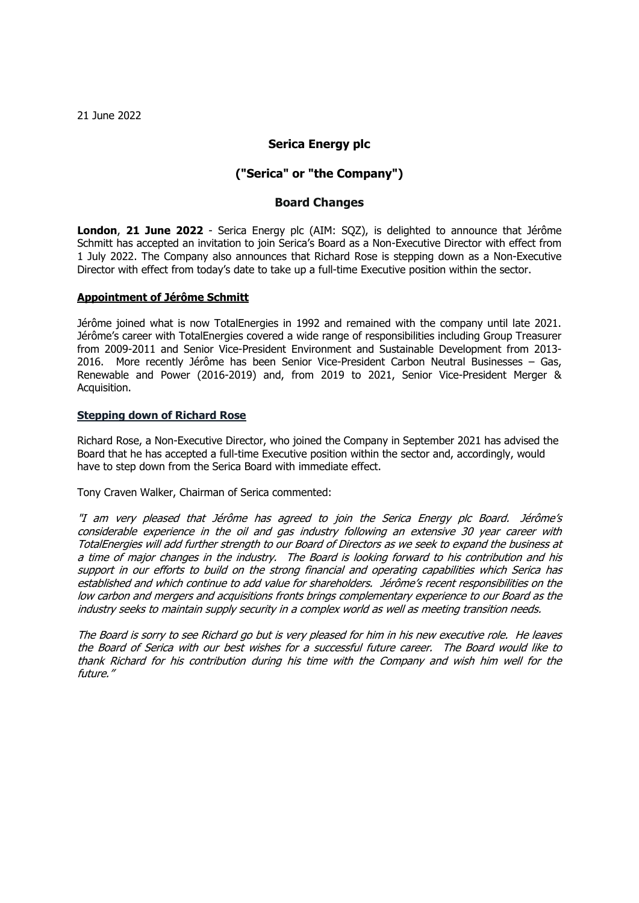21 June 2022

# Serica Energy plc

## ("Serica" or "the Company")

## Board Changes

**London**, **21 June 2022** - Serica Energy plc (AIM: SQZ), is delighted to announce that Jérôme Schmitt has accepted an invitation to join Serica's Board as a Non-Executive Director with effect from 1 July 2022. The Company also announces that Richard Rose is stepping down as a Non-Executive Director with effect from today's date to take up a full-time Executive position within the sector.

### Appointment of Jérôme Schmitt

Jérôme joined what is now TotalEnergies in 1992 and remained with the company until late 2021. Jérôme's career with TotalEnergies covered a wide range of responsibilities including Group Treasurer from 2009-2011 and Senior Vice-President Environment and Sustainable Development from 2013-2016. More recently Jérôme has been Senior Vice-President Carbon Neutral Businesses – Gas, Renewable and Power (2016-2019) and, from 2019 to 2021, Senior Vice-President Merger & Acquisition.

### Stepping down of Richard Rose

Richard Rose, a Non-Executive Director, who joined the Company in September 2021 has advised the Board that he has accepted a full-time Executive position within the sector and, accordingly, would have to step down from the Serica Board with immediate effect.

Tony Craven Walker, Chairman of Serica commented:

*"I am very pleased that Jérôme has agreed to join the Serica Energy plc Board. Jérôme's considerable experience in the oil and gas industry following an extensive 30 year career with TotalEnergies will add further strength to our Board of Directors as we seek to expand the business at a time of major changes in the industry. The Board is looking forward to his contribution and his support in our efforts to build on the strong financial and operating capabilities which Serica has established and which continue to add value for shareholders. Jérôme's recent responsibilities on the low carbon and mergers and acquisitions fronts brings complementary experience to our Board as the industry seeks to maintain supply security in a complex world as well as meeting transition needs.*

*The Board is sorry to see Richard go but is very pleased for him in his new executive role. He leaves the Board of Serica with our best wishes for a successful future career. The Board would like to thank Richard for his contribution during his time with the Company and wish him well for the future."*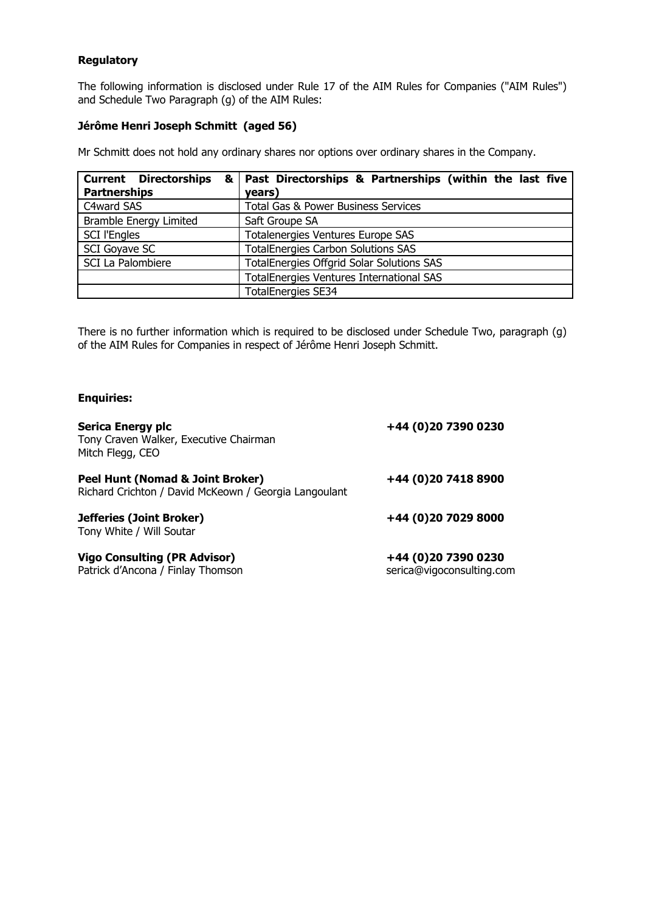**Regulatory**

The following information is disclosed under Rule 17 of the AIM Rules for Companies ("AIM Rules") and Schedule Two Paragraph (g) of the AIM Rules:

**Jérôme Henri Joseph Schmitt (aged 56)**

Mr Schmitt does not hold any ordinary shares nor options over ordinary shares in the Company.

| Current Directorships & Partnerships | Past Directorships & Partnerships (within the last five years) |
|---|---|
| C4ward SAS | Total Gas & Power Business Services |
| Bramble Energy Limited | Saft Groupe SA |
| SCI l'Engles | Totalenergies Ventures Europe SAS |
| SCI Goyave SC | TotalEnergies Carbon Solutions SAS |
| SCI La Palombiere | TotalEnergies Offgrid Solar Solutions SAS |
| | TotalEnergies Ventures International SAS |
| | TotalEnergies SE34 |

There is no further information which is required to be disclosed under Schedule Two, paragraph (g) of the AIM Rules for Companies in respect of Jérôme Henri Joseph Schmitt.

**Enquiries:**

**Serica Energy plc** — **+44 (0)20 7390 0230**
Tony Craven Walker, Executive Chairman
Mitch Flegg, CEO

**Peel Hunt (Nomad & Joint Broker)** — **+44 (0)20 7418 8900**
Richard Crichton / David McKeown / Georgia Langoulant

**Jefferies (Joint Broker)** — **+44 (0)20 7029 8000**
Tony White / Will Soutar

**Vigo Consulting (PR Advisor)** — **+44 (0)20 7390 0230**
Patrick d'Ancona / Finlay Thomson — serica@vigoconsulting.com